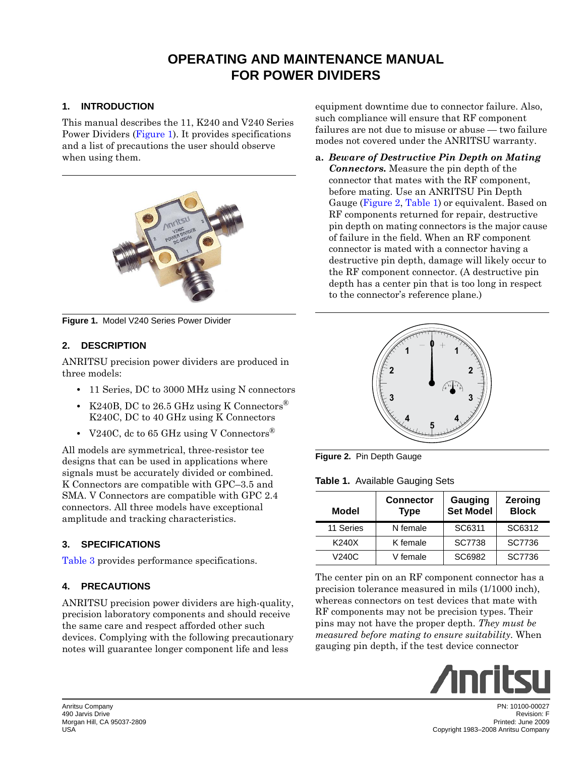# OPERATING AND MAINTENANCE MANUAL FOR POWER DIVIDERS

## 1. INTRODUCTION

This manual describes the 11, K240 and V240 Series Power Dividers (Figure 1). It provides specifications and a list of precautions the user should observe when using them.

Figure 1. Model V240 Series Power Divider

## 2. DESCRIPTION

ANRITSU precision power dividers are produced in three models:

- 11 Series, DC to 3000 MHz using N connectors
- K240B, DC to 26.5 GHz using K Connectors® K240C, DC to 40 GHz using K Connectors
- V240C, dc to 65 GHz using V Connectors®

All models are symmetrical, three-resistor tee designs that can be used in applications where signals must be accurately divided or combined. K Connectors are compatible with GPC–3.5 and SMA. V Connectors are compatible with GPC 2.4 connectors. All three models have exceptional amplitude and tracking characteristics.

## 3. SPECIFICATIONS

Table 3 provides performance specifications.

## 4. PRECAUTIONS

ANRITSU precision power dividers are high-quality, precision laboratory components and should receive the same care and respect afforded other such devices. Complying with the following precautionary notes will guarantee longer component life and less equipment downtime due to connector failure. Also, such compliance will ensure that RF component failures are not due to misuse or abuse — two failure modes not covered under the ANRITSU warranty.

a. ***Beware of Destructive Pin Depth on Mating Connectors.*** Measure the pin depth of the connector that mates with the RF component, before mating. Use an ANRITSU Pin Depth Gauge (Figure 2, Table 1) or equivalent. Based on RF components returned for repair, destructive pin depth on mating connectors is the major cause of failure in the field. When an RF component connector is mated with a connector having a destructive pin depth, damage will likely occur to the RF component connector. (A destructive pin depth has a center pin that is too long in respect to the connector's reference plane.)

Figure 2. Pin Depth Gauge

Table 1. Available Gauging Sets

| Model | Connector Type | Gauging Set Model | Zeroing Block |
|---|---|---|---|
| 11 Series | N female | SC6311 | SC6312 |
| K240X | K female | SC7738 | SC7736 |
| V240C | V female | SC6982 | SC7736 |

The center pin on an RF component connector has a precision tolerance measured in mils (1/1000 inch), whereas connectors on test devices that mate with RF components may not be precision types. Their pins may not have the proper depth. *They must be measured before mating to ensure suitability.* When gauging pin depth, if the test device connector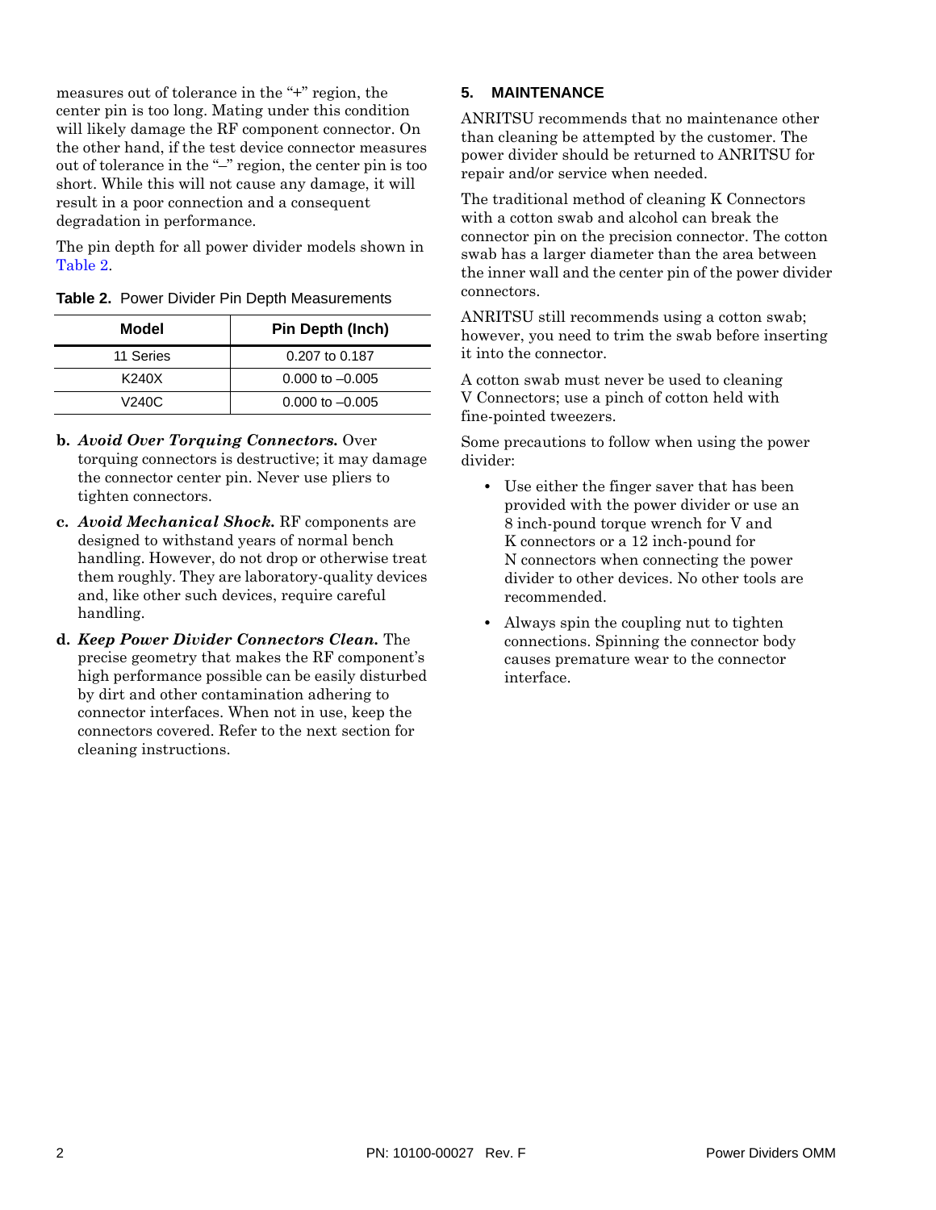measures out of tolerance in the "+" region, the center pin is too long. Mating under this condition will likely damage the RF component connector. On the other hand, if the test device connector measures out of tolerance in the "–" region, the center pin is too short. While this will not cause any damage, it will result in a poor connection and a consequent degradation in performance.

The pin depth for all power divider models shown in Table 2.

**Table 2.** Power Divider Pin Depth Measurements

| Model | Pin Depth (Inch) |
|---|---|
| 11 Series | 0.207 to 0.187 |
| K240X | 0.000 to –0.005 |
| V240C | 0.000 to –0.005 |

**b.** ***Avoid Over Torquing Connectors.*** Over torquing connectors is destructive; it may damage the connector center pin. Never use pliers to tighten connectors.

**c.** ***Avoid Mechanical Shock.*** RF components are designed to withstand years of normal bench handling. However, do not drop or otherwise treat them roughly. They are laboratory-quality devices and, like other such devices, require careful handling.

**d.** ***Keep Power Divider Connectors Clean.*** The precise geometry that makes the RF component's high performance possible can be easily disturbed by dirt and other contamination adhering to connector interfaces. When not in use, keep the connectors covered. Refer to the next section for cleaning instructions.

## 5. MAINTENANCE

ANRITSU recommends that no maintenance other than cleaning be attempted by the customer. The power divider should be returned to ANRITSU for repair and/or service when needed.

The traditional method of cleaning K Connectors with a cotton swab and alcohol can break the connector pin on the precision connector. The cotton swab has a larger diameter than the area between the inner wall and the center pin of the power divider connectors.

ANRITSU still recommends using a cotton swab; however, you need to trim the swab before inserting it into the connector.

A cotton swab must never be used to cleaning V Connectors; use a pinch of cotton held with fine-pointed tweezers.

Some precautions to follow when using the power divider:

- Use either the finger saver that has been provided with the power divider or use an 8 inch-pound torque wrench for V and K connectors or a 12 inch-pound for N connectors when connecting the power divider to other devices. No other tools are recommended.
- Always spin the coupling nut to tighten connections. Spinning the connector body causes premature wear to the connector interface.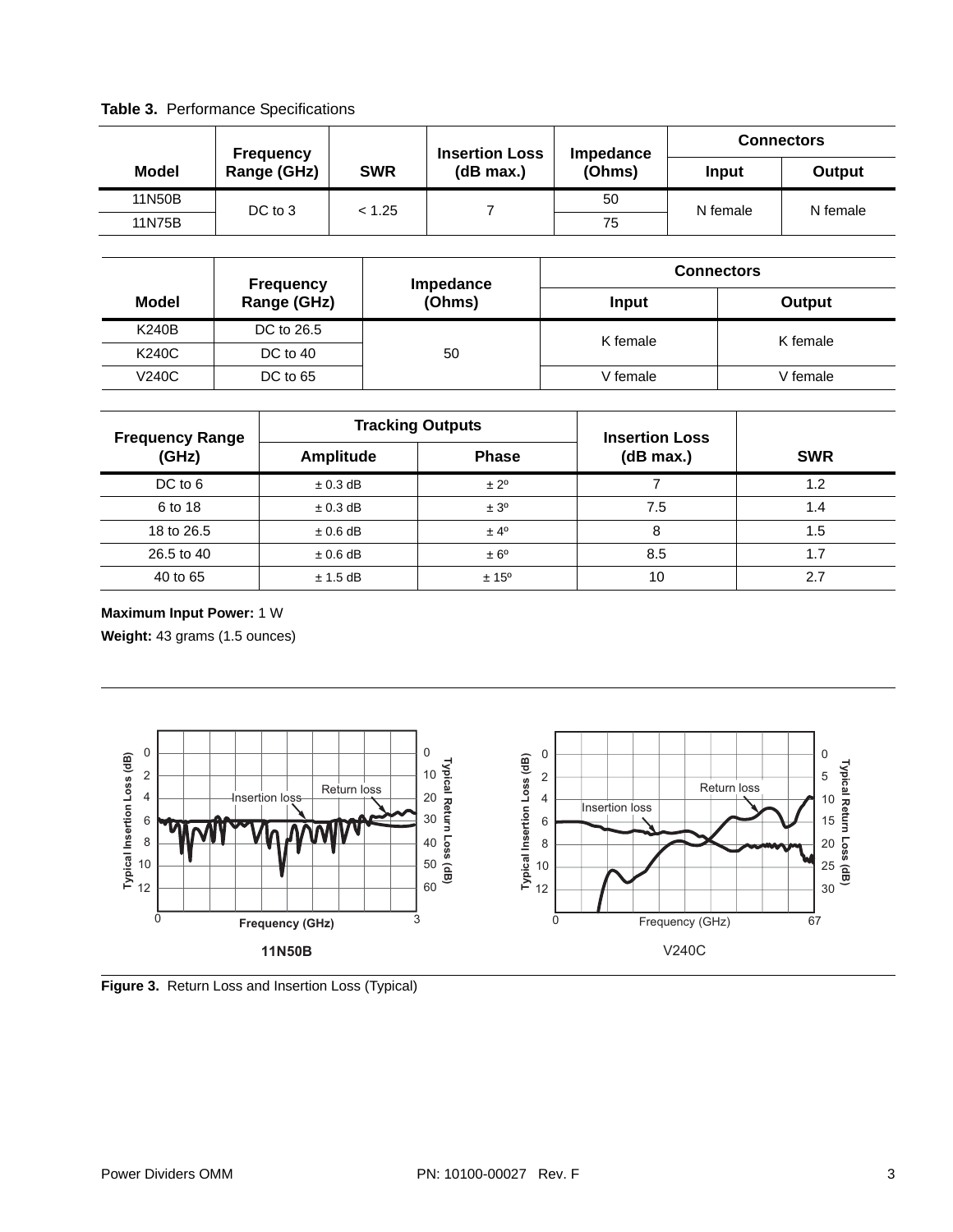**Table 3.** Performance Specifications

| Model | Frequency Range (GHz) | SWR | Insertion Loss (dB max.) | Impedance (Ohms) | Connectors | |
|---|---|---|---|---|---|---|
| | | | | | Input | Output |
| 11N50B | DC to 3 | < 1.25 | 7 | 50 | N female | N female |
| 11N75B | | | | 75 | | |

| Model | Frequency Range (GHz) | Impedance (Ohms) | Connectors | |
|---|---|---|---|---|
| | | | Input | Output |
| K240B | DC to 26.5 | 50 | K female | K female |
| K240C | DC to 40 | | | |
| V240C | DC to 65 | | V female | V female |

| Frequency Range (GHz) | Tracking Outputs | | Insertion Loss (dB max.) | SWR |
|---|---|---|---|---|
| | Amplitude | Phase | | |
| DC to 6 | ± 0.3 dB | ± 2º | 7 | 1.2 |
| 6 to 18 | ± 0.3 dB | ± 3º | 7.5 | 1.4 |
| 18 to 26.5 | ± 0.6 dB | ± 4º | 8 | 1.5 |
| 26.5 to 40 | ± 0.6 dB | ± 6º | 8.5 | 1.7 |
| 40 to 65 | ± 1.5 dB | ± 15º | 10 | 2.7 |

**Maximum Input Power:** 1 W

**Weight:** 43 grams (1.5 ounces)

**Figure 3.** Return Loss and Insertion Loss (Typical)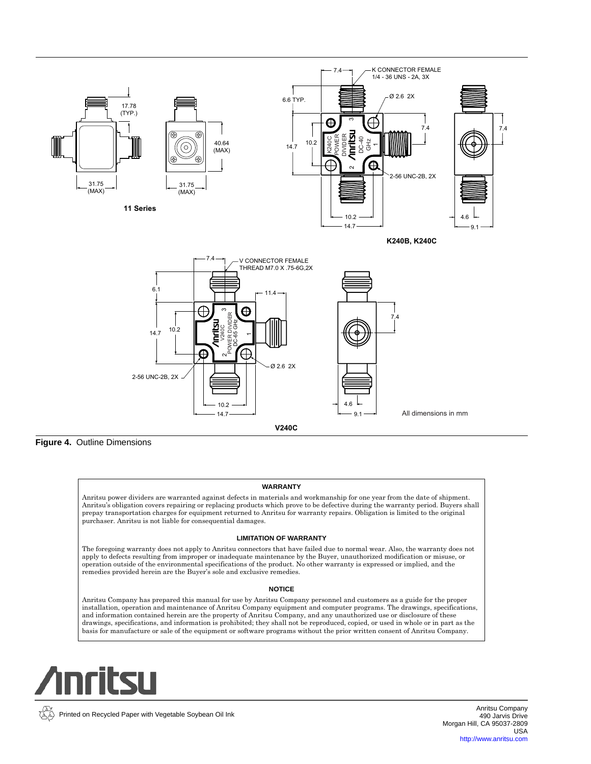11 Series

17.78 (TYP.)

40.64 (MAX)

31.75 (MAX)

31.75 (MAX)

K240B, K240C

7.4

K CONNECTOR FEMALE 1/4 - 36 UNS - 2A, 3X

6.6 TYP.

Ø 2.6 2X

14.7

10.2

7.4

7.4

2-56 UNC-2B, 2X

10.2

14.7

4.6

9.1

V240C

7.4

V CONNECTOR FEMALE THREAD M7.0 X .75-6G,2X

6.1

11.4

14.7

10.2

7.4

Ø 2.6 2X

2-56 UNC-2B, 2X

10.2

14.7

4.6

9.1

All dimensions in mm

**Figure 4.** Outline Dimensions

### WARRANTY

Anritsu power dividers are warranted against defects in materials and workmanship for one year from the date of shipment. Anritsu's obligation covers repairing or replacing products which prove to be defective during the warranty period. Buyers shall prepay transportation charges for equipment returned to Anritsu for warranty repairs. Obligation is limited to the original purchaser. Anritsu is not liable for consequential damages.

### LIMITATION OF WARRANTY

The foregoing warranty does not apply to Anritsu connectors that have failed due to normal wear. Also, the warranty does not apply to defects resulting from improper or inadequate maintenance by the Buyer, unauthorized modification or misuse, or operation outside of the environmental specifications of the product. No other warranty is expressed or implied, and the remedies provided herein are the Buyer's sole and exclusive remedies.

### NOTICE

Anritsu Company has prepared this manual for use by Anritsu Company personnel and customers as a guide for the proper installation, operation and maintenance of Anritsu Company equipment and computer programs. The drawings, specifications, and information contained herein are the property of Anritsu Company, and any unauthorized use or disclosure of these drawings, specifications, and information is prohibited; they shall not be reproduced, copied, or used in whole or in part as the basis for manufacture or sale of the equipment or software programs without the prior written consent of Anritsu Company.

Anritsu

Printed on Recycled Paper with Vegetable Soybean Oil Ink

Anritsu Company
490 Jarvis Drive
Morgan Hill, CA 95037-2809
USA
http://www.anritsu.com